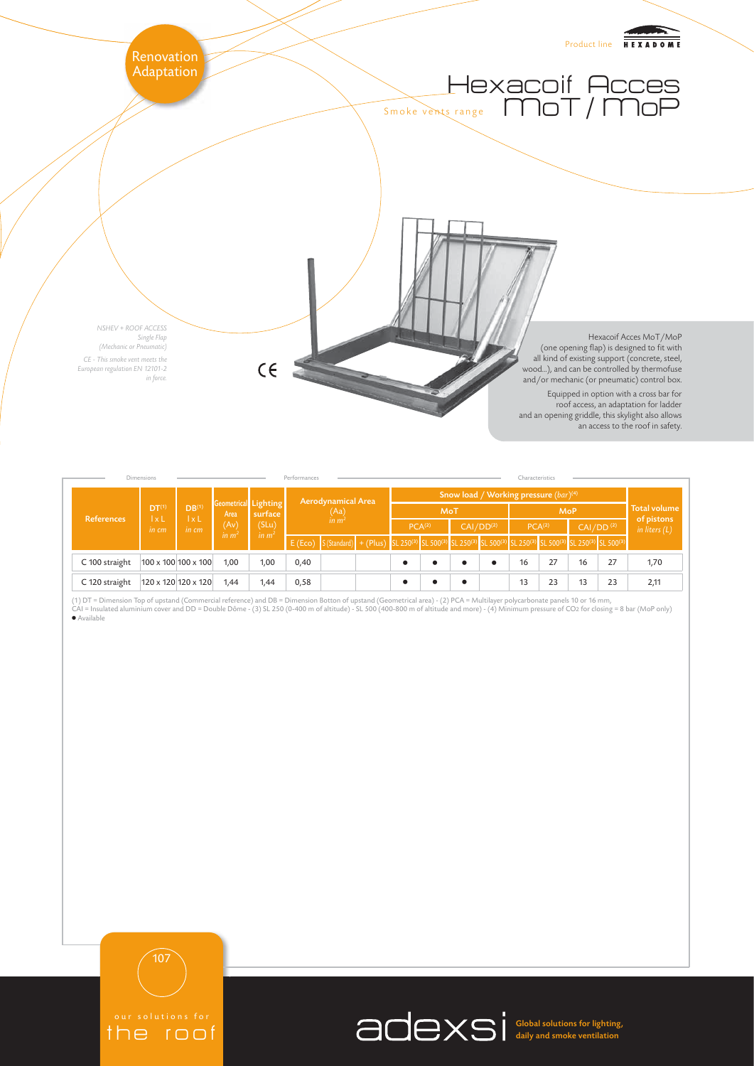Renovation
Adaptation

Product line HEXADOME

# Hexacoif Acces MoT / MoP

Smoke vents range

*NSHEV + ROOF ACCESS*
*Single Flap*
*(Mechanic or Pneumatic)*
*CE - This smoke vent meets the European regulation EN 12101-2 in force.*

CE

Hexacoif Acces MoT/MoP (one opening flap) is designed to fit with all kind of existing support (concrete, steel, wood...), and can be controlled by thermofuse and/or mechanic (or pneumatic) control box.

Equipped in option with a cross bar for roof access, an adaptation for ladder and an opening griddle, this skylight also allows an access to the roof in safety.

| References | DT[1] l x L *in cm* | DB[1] l x L *in cm* | Geometrical Area (Av) *in m²* | Lighting surface (SLu) *in m²* | Aerodynamical Area (Aa) *in m²* | | | Snow load / Working pressure *(bar)*[4] | | | | | | | | Total volume of pistons *in liters (L)* |
|---|---|---|---|---|---|---|---|---|---|---|---|---|---|---|---|---|
| | | | | | | | | MoT | | | | MoP | | | | |
| | | | | | | | | PCA[2] | | CAI/DD[2] | | PCA[2] | | CAI/DD[2] | | |
| | | | | | E (Eco) | S (Standard) | + (Plus) | SL 250[3] | SL 500[3] | SL 250[3] | SL 500[3] | SL 250[3] | SL 500[3] | SL 250[3] | SL 500[3] | |
| C 100 straight | 100 x 100 | 100 x 100 | 1,00 | 1,00 | 0,40 | | | ● | ● | ● | ● | 16 | 27 | 16 | 27 | 1,70 |
| C 120 straight | 120 x 120 | 120 x 120 | 1,44 | 1,44 | 0,58 | | | ● | ● | ● | | 13 | 23 | 13 | 23 | 2,11 |

(1) DT = Dimension Top of upstand (Commercial reference) and DB = Dimension Botton of upstand (Geometrical area) - (2) PCA = Multilayer polycarbonate panels 10 or 16 mm,
CAI = Insulated aluminium cover and DD = Double Dôme - (3) SL 250 (0-400 m of altitude) - SL 500 (400-800 m of altitude and more) - (4) Minimum pressure of $CO_2$ for closing = 8 bar (MoP only)
● Available

our solutions for the roof

adexsi Global solutions for lighting, daily and smoke ventilation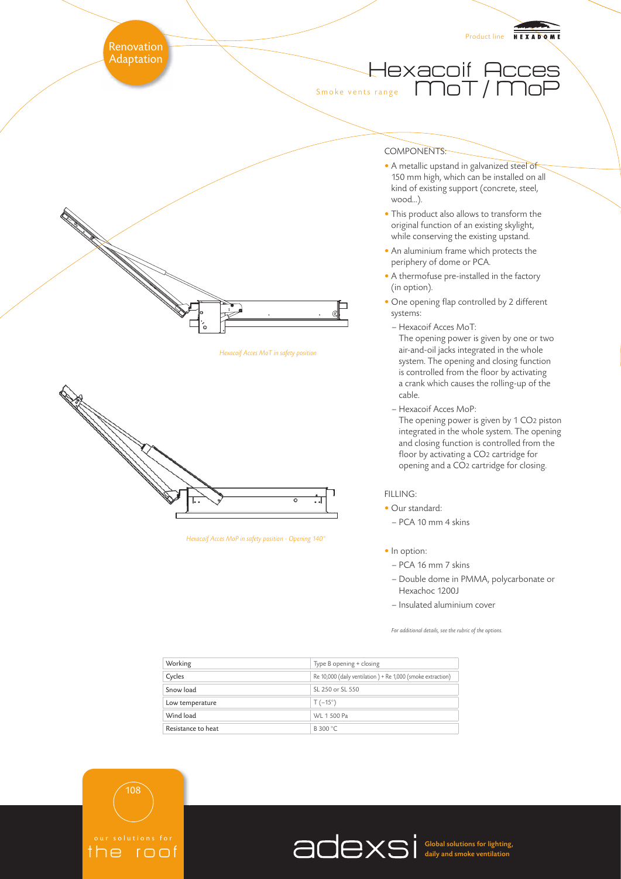Renovation Adaptation

Product line HEXADOME

# Hexacoif Acces MoT / MoP

Smoke vents range

*Hexacoif Acces MoT in safety position*

*Hexacoif Acces MoP in safety position - Opening 140°*

## COMPONENTS:

- A metallic upstand in galvanized steel of 150 mm high, which can be installed on all kind of existing support (concrete, steel, wood...).
- This product also allows to transform the original function of an existing skylight, while conserving the existing upstand.
- An aluminium frame which protects the periphery of dome or PCA.
- A thermofuse pre-installed in the factory (in option).
- One opening flap controlled by 2 different systems:
  - Hexacoif Acces MoT:
    The opening power is given by one or two air-and-oil jacks integrated in the whole system. The opening and closing function is controlled from the floor by activating a crank which causes the rolling-up of the cable.
  - Hexacoif Acces MoP:
    The opening power is given by 1 $CO_2$ piston integrated in the whole system. The opening and closing function is controlled from the floor by activating a $CO_2$ cartridge for opening and a $CO_2$ cartridge for closing.

## FILLING:

- Our standard:
  - PCA 10 mm 4 skins
- In option:
  - PCA 16 mm 7 skins
  - Double dome in PMMA, polycarbonate or Hexachoc 1200J
  - Insulated aluminium cover

*For additional details, see the rubric of the options.*

| | |
|---|---|
| Working | Type B opening + closing |
| Cycles | Re 10,000 (daily ventilation ) + Re 1,000 (smoke extraction) |
| Snow load | SL 250 or SL 550 |
| Low temperature | T (−15°) |
| Wind load | WL 1 500 Pa |
| Resistance to heat | B 300 °C |

our solutions for the roof

adexsi Global solutions for lighting, daily and smoke ventilation